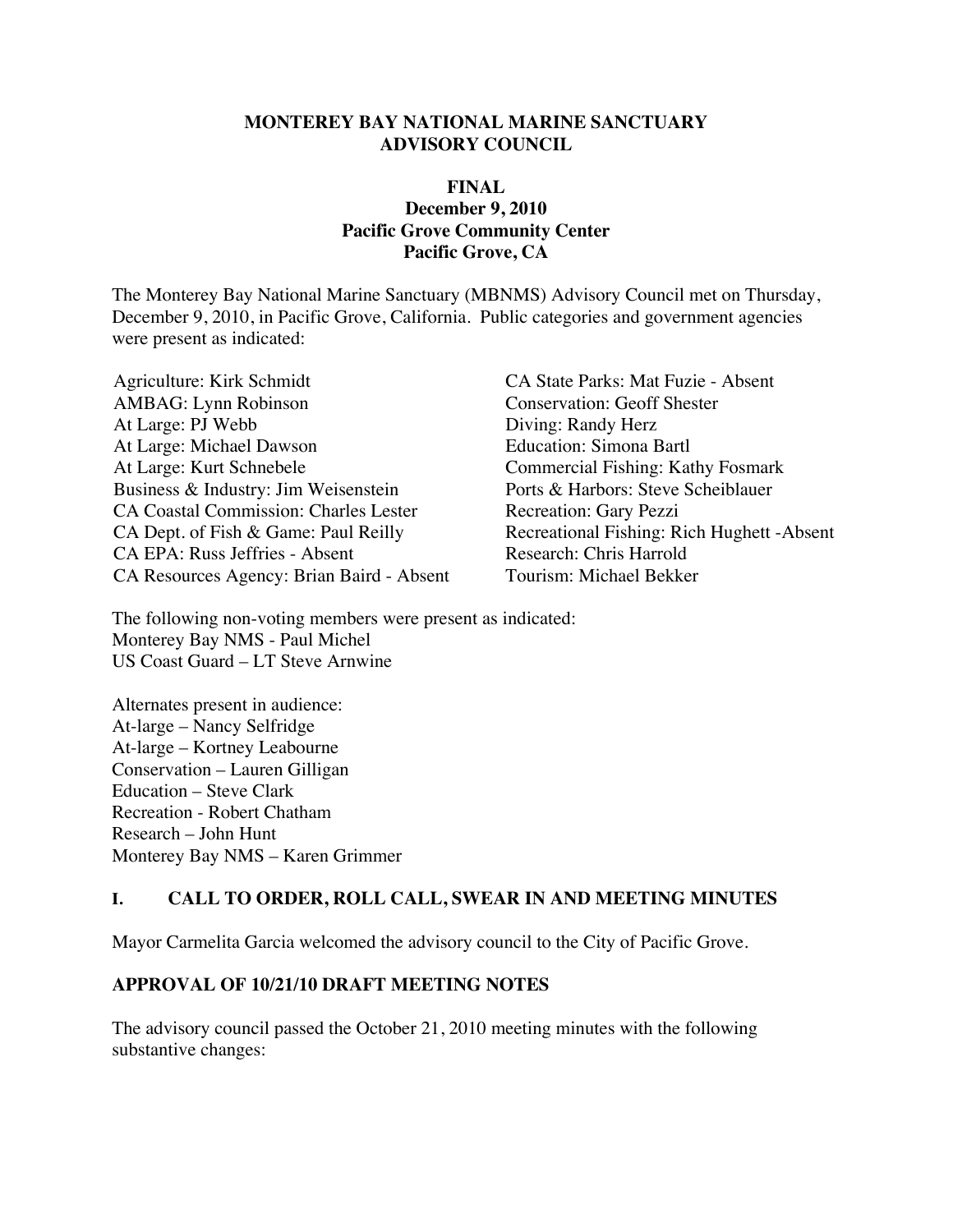**MONTEREY BAY NATIONAL MARINE SANCTUARY ADVISORY COUNCIL**

**FINAL**
**December 9, 2010**
**Pacific Grove Community Center**
**Pacific Grove, CA**

The Monterey Bay National Marine Sanctuary (MBNMS) Advisory Council met on Thursday, December 9, 2010, in Pacific Grove, California. Public categories and government agencies were present as indicated:

Agriculture: Kirk Schmidt
AMBAG: Lynn Robinson
At Large: PJ Webb
At Large: Michael Dawson
At Large: Kurt Schnebele
Business & Industry: Jim Weisenstein
CA Coastal Commission: Charles Lester
CA Dept. of Fish & Game: Paul Reilly
CA EPA: Russ Jeffries - Absent
CA Resources Agency: Brian Baird - Absent
CA State Parks: Mat Fuzie - Absent
Conservation: Geoff Shester
Diving: Randy Herz
Education: Simona Bartl
Commercial Fishing: Kathy Fosmark
Ports & Harbors: Steve Scheiblauer
Recreation: Gary Pezzi
Recreational Fishing: Rich Hughett -Absent
Research: Chris Harrold
Tourism: Michael Bekker

The following non-voting members were present as indicated:
Monterey Bay NMS - Paul Michel
US Coast Guard – LT Steve Arnwine

Alternates present in audience:
At-large – Nancy Selfridge
At-large – Kortney Leabourne
Conservation – Lauren Gilligan
Education – Steve Clark
Recreation - Robert Chatham
Research – John Hunt
Monterey Bay NMS – Karen Grimmer

## I. CALL TO ORDER, ROLL CALL, SWEAR IN AND MEETING MINUTES

Mayor Carmelita Garcia welcomed the advisory council to the City of Pacific Grove.

### APPROVAL OF 10/21/10 DRAFT MEETING NOTES

The advisory council passed the October 21, 2010 meeting minutes with the following substantive changes: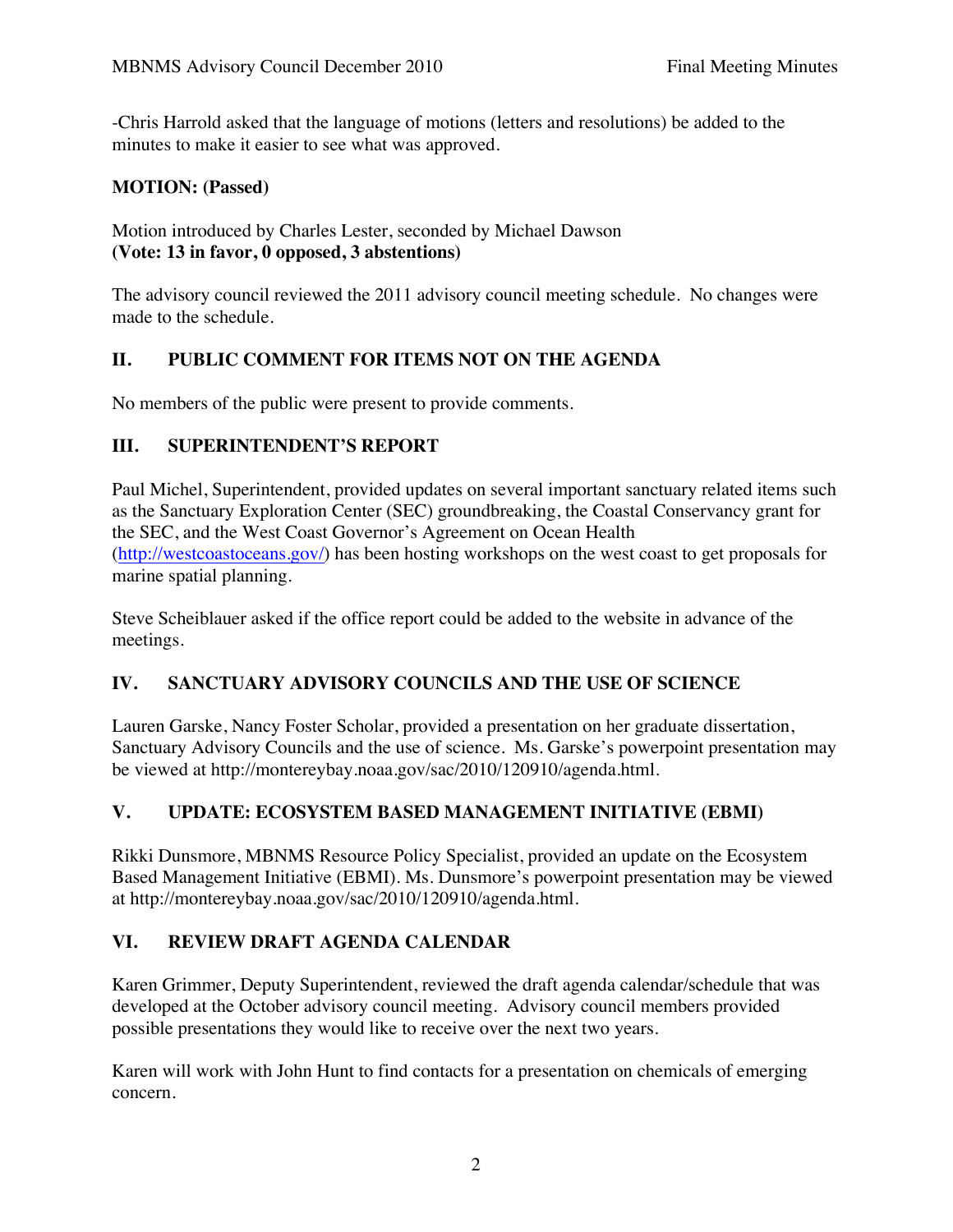-Chris Harrold asked that the language of motions (letters and resolutions) be added to the minutes to make it easier to see what was approved.

**MOTION: (Passed)**

Motion introduced by Charles Lester, seconded by Michael Dawson
**(Vote: 13 in favor, 0 opposed, 3 abstentions)**

The advisory council reviewed the 2011 advisory council meeting schedule. No changes were made to the schedule.

## II. PUBLIC COMMENT FOR ITEMS NOT ON THE AGENDA

No members of the public were present to provide comments.

## III. SUPERINTENDENT'S REPORT

Paul Michel, Superintendent, provided updates on several important sanctuary related items such as the Sanctuary Exploration Center (SEC) groundbreaking, the Coastal Conservancy grant for the SEC, and the West Coast Governor's Agreement on Ocean Health (http://westcoastoceans.gov/) has been hosting workshops on the west coast to get proposals for marine spatial planning.

Steve Scheiblauer asked if the office report could be added to the website in advance of the meetings.

## IV. SANCTUARY ADVISORY COUNCILS AND THE USE OF SCIENCE

Lauren Garske, Nancy Foster Scholar, provided a presentation on her graduate dissertation, Sanctuary Advisory Councils and the use of science. Ms. Garske's powerpoint presentation may be viewed at http://montereybay.noaa.gov/sac/2010/120910/agenda.html.

## V. UPDATE: ECOSYSTEM BASED MANAGEMENT INITIATIVE (EBMI)

Rikki Dunsmore, MBNMS Resource Policy Specialist, provided an update on the Ecosystem Based Management Initiative (EBMI). Ms. Dunsmore's powerpoint presentation may be viewed at http://montereybay.noaa.gov/sac/2010/120910/agenda.html.

## VI. REVIEW DRAFT AGENDA CALENDAR

Karen Grimmer, Deputy Superintendent, reviewed the draft agenda calendar/schedule that was developed at the October advisory council meeting. Advisory council members provided possible presentations they would like to receive over the next two years.

Karen will work with John Hunt to find contacts for a presentation on chemicals of emerging concern.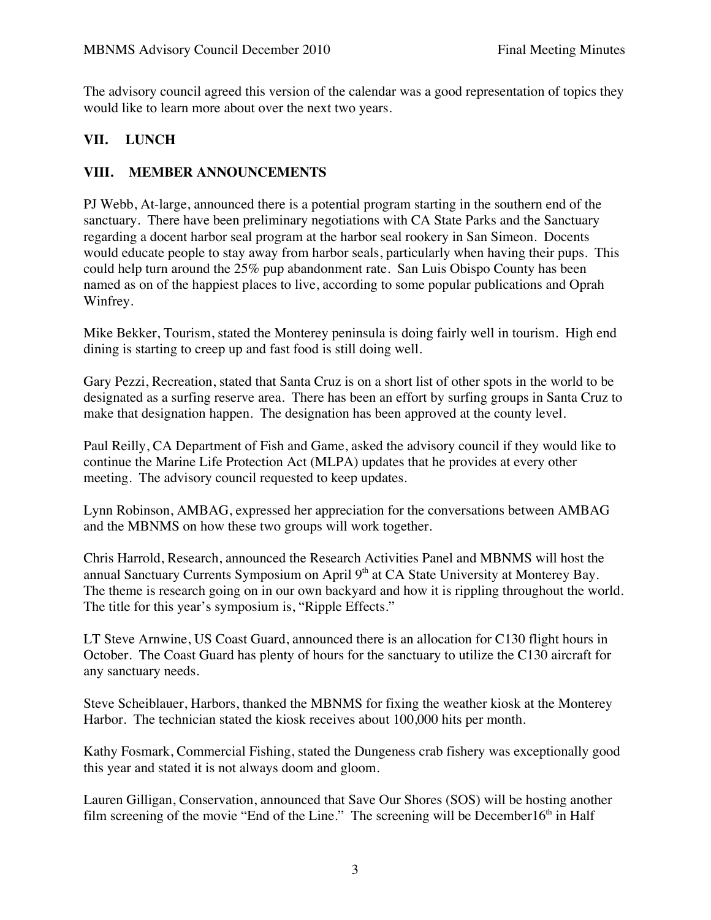The advisory council agreed this version of the calendar was a good representation of topics they would like to learn more about over the next two years.

## VII. LUNCH

## VIII. MEMBER ANNOUNCEMENTS

PJ Webb, At-large, announced there is a potential program starting in the southern end of the sanctuary. There have been preliminary negotiations with CA State Parks and the Sanctuary regarding a docent harbor seal program at the harbor seal rookery in San Simeon. Docents would educate people to stay away from harbor seals, particularly when having their pups. This could help turn around the 25% pup abandonment rate. San Luis Obispo County has been named as on of the happiest places to live, according to some popular publications and Oprah Winfrey.

Mike Bekker, Tourism, stated the Monterey peninsula is doing fairly well in tourism. High end dining is starting to creep up and fast food is still doing well.

Gary Pezzi, Recreation, stated that Santa Cruz is on a short list of other spots in the world to be designated as a surfing reserve area. There has been an effort by surfing groups in Santa Cruz to make that designation happen. The designation has been approved at the county level.

Paul Reilly, CA Department of Fish and Game, asked the advisory council if they would like to continue the Marine Life Protection Act (MLPA) updates that he provides at every other meeting. The advisory council requested to keep updates.

Lynn Robinson, AMBAG, expressed her appreciation for the conversations between AMBAG and the MBNMS on how these two groups will work together.

Chris Harrold, Research, announced the Research Activities Panel and MBNMS will host the annual Sanctuary Currents Symposium on April 9th at CA State University at Monterey Bay. The theme is research going on in our own backyard and how it is rippling throughout the world. The title for this year's symposium is, "Ripple Effects."

LT Steve Arnwine, US Coast Guard, announced there is an allocation for C130 flight hours in October. The Coast Guard has plenty of hours for the sanctuary to utilize the C130 aircraft for any sanctuary needs.

Steve Scheiblauer, Harbors, thanked the MBNMS for fixing the weather kiosk at the Monterey Harbor. The technician stated the kiosk receives about 100,000 hits per month.

Kathy Fosmark, Commercial Fishing, stated the Dungeness crab fishery was exceptionally good this year and stated it is not always doom and gloom.

Lauren Gilligan, Conservation, announced that Save Our Shores (SOS) will be hosting another film screening of the movie "End of the Line." The screening will be December16th in Half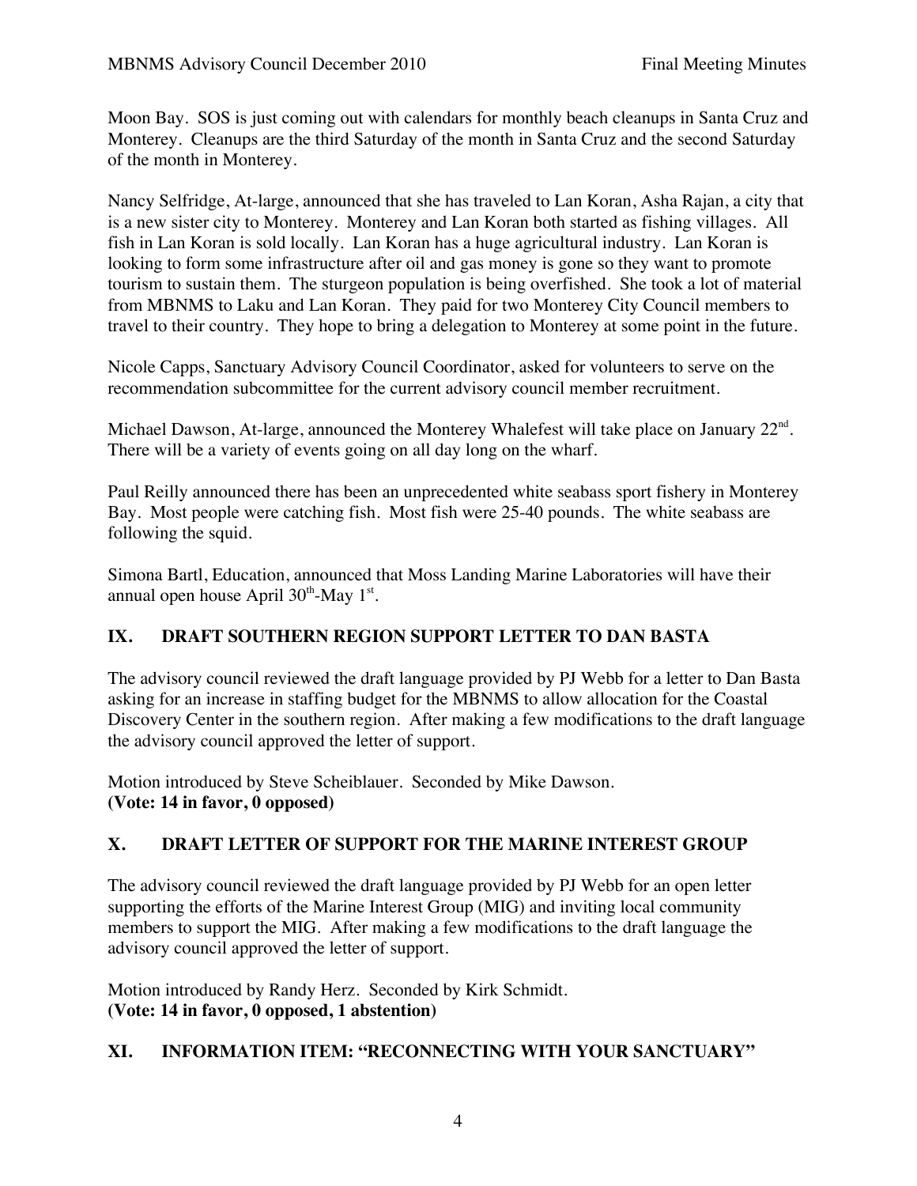Moon Bay. SOS is just coming out with calendars for monthly beach cleanups in Santa Cruz and Monterey. Cleanups are the third Saturday of the month in Santa Cruz and the second Saturday of the month in Monterey.

Nancy Selfridge, At-large, announced that she has traveled to Lan Koran, Asha Rajan, a city that is a new sister city to Monterey. Monterey and Lan Koran both started as fishing villages. All fish in Lan Koran is sold locally. Lan Koran has a huge agricultural industry. Lan Koran is looking to form some infrastructure after oil and gas money is gone so they want to promote tourism to sustain them. The sturgeon population is being overfished. She took a lot of material from MBNMS to Laku and Lan Koran. They paid for two Monterey City Council members to travel to their country. They hope to bring a delegation to Monterey at some point in the future.

Nicole Capps, Sanctuary Advisory Council Coordinator, asked for volunteers to serve on the recommendation subcommittee for the current advisory council member recruitment.

Michael Dawson, At-large, announced the Monterey Whalefest will take place on January 22nd. There will be a variety of events going on all day long on the wharf.

Paul Reilly announced there has been an unprecedented white seabass sport fishery in Monterey Bay. Most people were catching fish. Most fish were 25-40 pounds. The white seabass are following the squid.

Simona Bartl, Education, announced that Moss Landing Marine Laboratories will have their annual open house April 30th-May 1st.

## IX. DRAFT SOUTHERN REGION SUPPORT LETTER TO DAN BASTA

The advisory council reviewed the draft language provided by PJ Webb for a letter to Dan Basta asking for an increase in staffing budget for the MBNMS to allow allocation for the Coastal Discovery Center in the southern region. After making a few modifications to the draft language the advisory council approved the letter of support.

Motion introduced by Steve Scheiblauer. Seconded by Mike Dawson.
**(Vote: 14 in favor, 0 opposed)**

## X. DRAFT LETTER OF SUPPORT FOR THE MARINE INTEREST GROUP

The advisory council reviewed the draft language provided by PJ Webb for an open letter supporting the efforts of the Marine Interest Group (MIG) and inviting local community members to support the MIG. After making a few modifications to the draft language the advisory council approved the letter of support.

Motion introduced by Randy Herz. Seconded by Kirk Schmidt.
**(Vote: 14 in favor, 0 opposed, 1 abstention)**

## XI. INFORMATION ITEM: "RECONNECTING WITH YOUR SANCTUARY"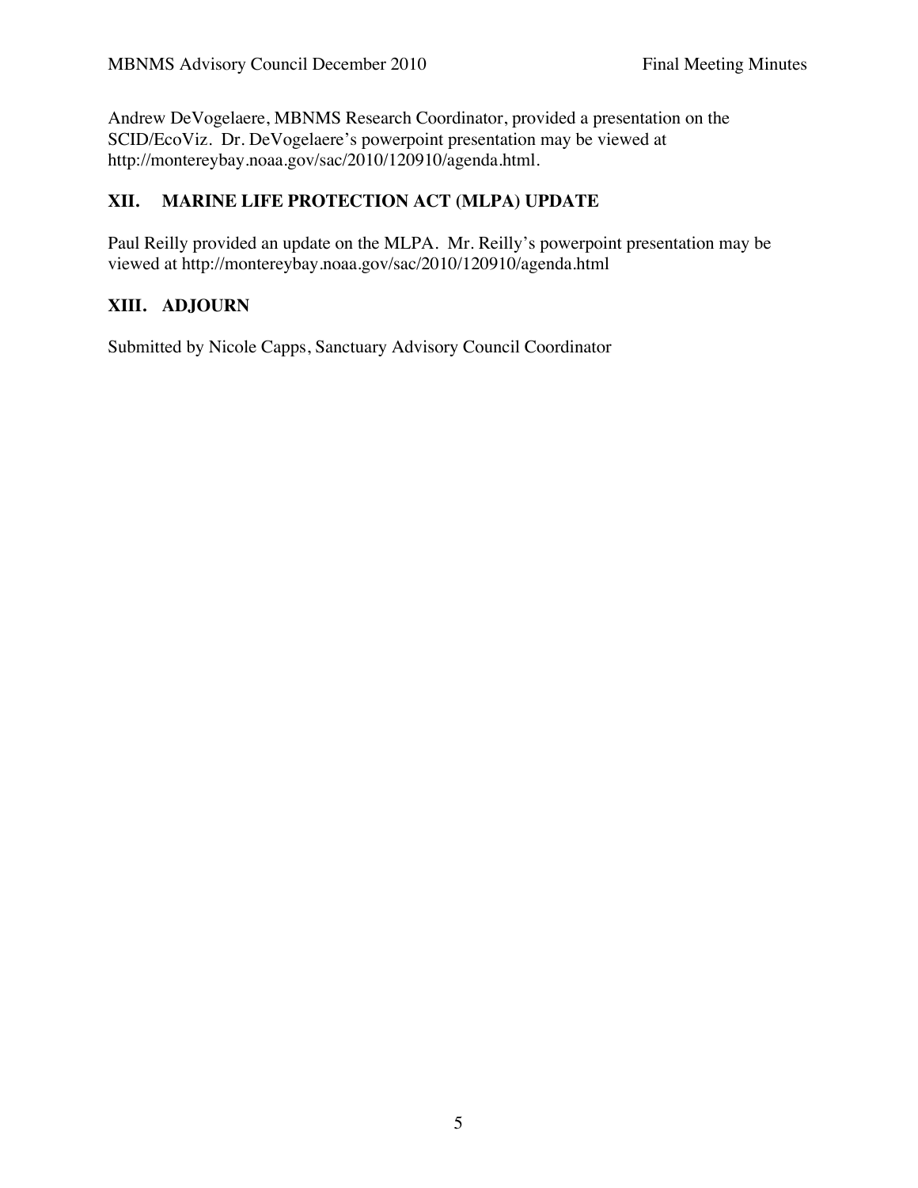Andrew DeVogelaere, MBNMS Research Coordinator, provided a presentation on the SCID/EcoViz. Dr. DeVogelaere's powerpoint presentation may be viewed at http://montereybay.noaa.gov/sac/2010/120910/agenda.html.

## XII. MARINE LIFE PROTECTION ACT (MLPA) UPDATE

Paul Reilly provided an update on the MLPA. Mr. Reilly's powerpoint presentation may be viewed at http://montereybay.noaa.gov/sac/2010/120910/agenda.html

## XIII. ADJOURN

Submitted by Nicole Capps, Sanctuary Advisory Council Coordinator